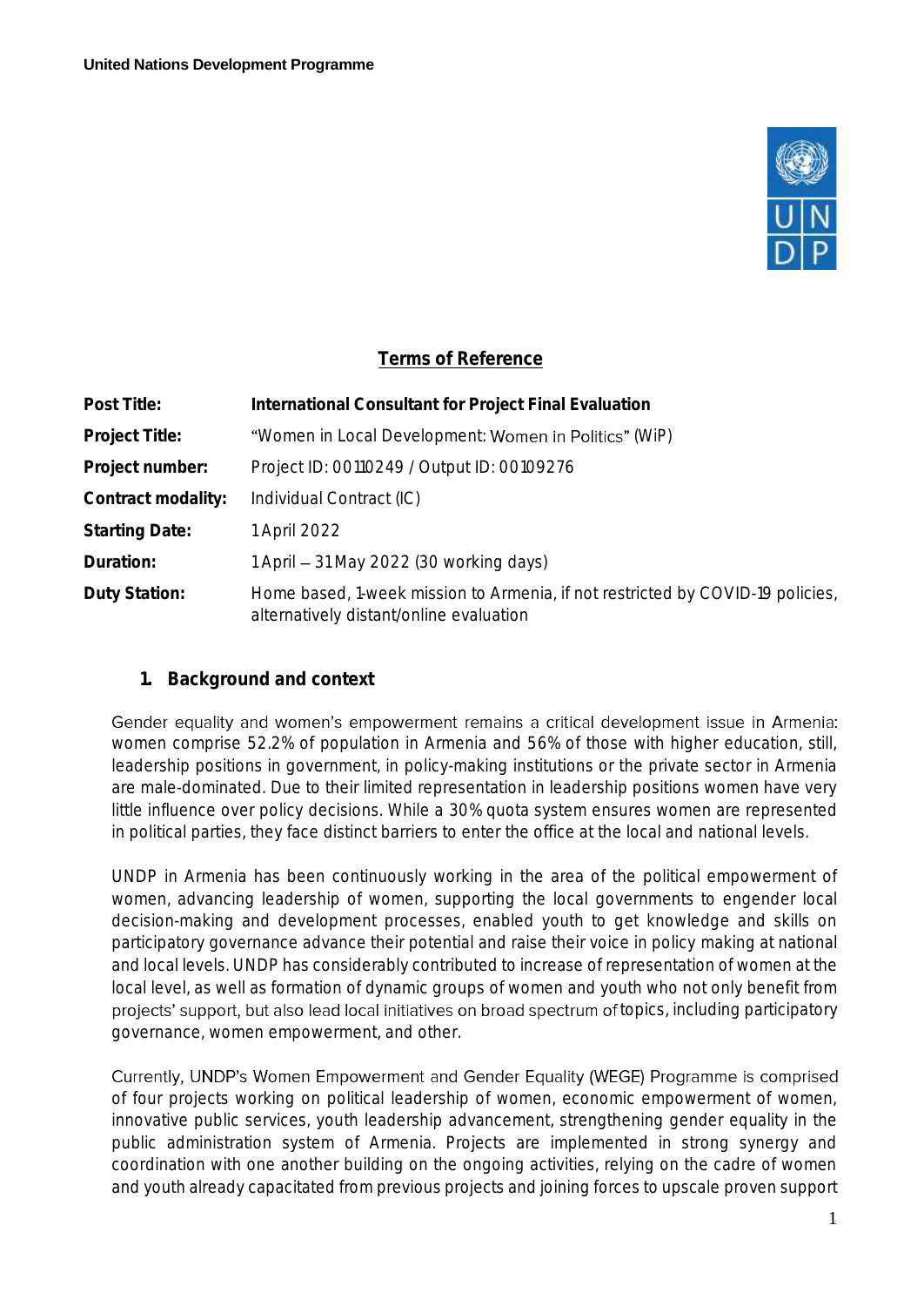**United Nations Development Programme**

## Terms of Reference

| | |
|---|---|
| **Post Title:** | **International Consultant for Project Final Evaluation** |
| **Project Title:** | "Women in Local Development: Women in Politics" (WiP) |
| **Project number:** | Project ID: 00110249 / Output ID: 00109276 |
| **Contract modality:** | Individual Contract (IC) |
| **Starting Date:** | 1 April 2022 |
| **Duration:** | 1 April – 31 May 2022 (30 working days) |
| **Duty Station:** | Home based, 1-week mission to Armenia, if not restricted by COVID-19 policies, alternatively distant/online evaluation |

### 1. Background and context

Gender equality and women's empowerment remains a critical development issue in Armenia: women comprise 52.2% of population in Armenia and 56% of those with higher education, still, leadership positions in government, in policy-making institutions or the private sector in Armenia are male-dominated. Due to their limited representation in leadership positions women have very little influence over policy decisions. While a 30% quota system ensures women are represented in political parties, they face distinct barriers to enter the office at the local and national levels.

UNDP in Armenia has been continuously working in the area of the political empowerment of women, advancing leadership of women, supporting the local governments to engender local decision-making and development processes, enabled youth to get knowledge and skills on participatory governance advance their potential and raise their voice in policy making at national and local levels. UNDP has considerably contributed to increase of representation of women at the local level, as well as formation of dynamic groups of women and youth who not only benefit from projects' support, but also lead local initiatives on broad spectrum of topics, including participatory governance, women empowerment, and other.

Currently, UNDP's Women Empowerment and Gender Equality (WEGE) Programme is comprised of four projects working on political leadership of women, economic empowerment of women, innovative public services, youth leadership advancement, strengthening gender equality in the public administration system of Armenia. Projects are implemented in strong synergy and coordination with one another building on the ongoing activities, relying on the cadre of women and youth already capacitated from previous projects and joining forces to upscale proven support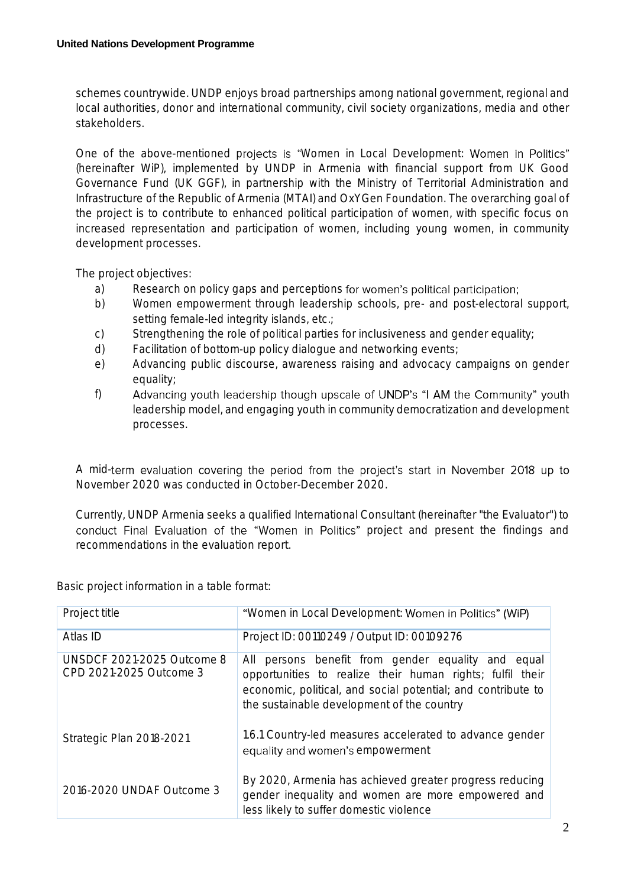schemes countrywide. UNDP enjoys broad partnerships among national government, regional and local authorities, donor and international community, civil society organizations, media and other stakeholders.

One of the above-mentioned projects is "Women in Local Development: Women in Politics" (hereinafter WiP), implemented by UNDP in Armenia with financial support from UK Good Governance Fund (UK GGF), in partnership with the Ministry of Territorial Administration and Infrastructure of the Republic of Armenia (MTAI) and OxYGen Foundation. The overarching goal of the project is to contribute to enhanced political participation of women, with specific focus on increased representation and participation of women, including young women, in community development processes.

The project objectives:

a) Research on policy gaps and perceptions for women's political participation;
b) Women empowerment through leadership schools, pre- and post-electoral support, setting female-led integrity islands, etc.;
c) Strengthening the role of political parties for inclusiveness and gender equality;
d) Facilitation of bottom-up policy dialogue and networking events;
e) Advancing public discourse, awareness raising and advocacy campaigns on gender equality;
f) Advancing youth leadership though upscale of UNDP's "I AM the Community" youth leadership model, and engaging youth in community democratization and development processes.

A mid-term evaluation covering the period from the project's start in November 2018 up to November 2020 was conducted in October-December 2020.

Currently, UNDP Armenia seeks a qualified International Consultant (hereinafter "the Evaluator") to conduct Final Evaluation of the "Women in Politics" project and present the findings and recommendations in the evaluation report.

Basic project information in a table format:

| Project title | "Women in Local Development: Women in Politics" (WiP) |
|---|---|
| Atlas ID | Project ID: 00110249 / Output ID: 00109276 |
| UNSDCF 2021-2025 Outcome 8<br>CPD 2021-2025 Outcome 3 | All persons benefit from gender equality and equal opportunities to realize their human rights; fulfil their economic, political, and social potential; and contribute to the sustainable development of the country |
| Strategic Plan 2018-2021 | 1.6.1 Country-led measures accelerated to advance gender equality and women's empowerment |
| 2016-2020 UNDAF Outcome 3 | By 2020, Armenia has achieved greater progress reducing gender inequality and women are more empowered and less likely to suffer domestic violence |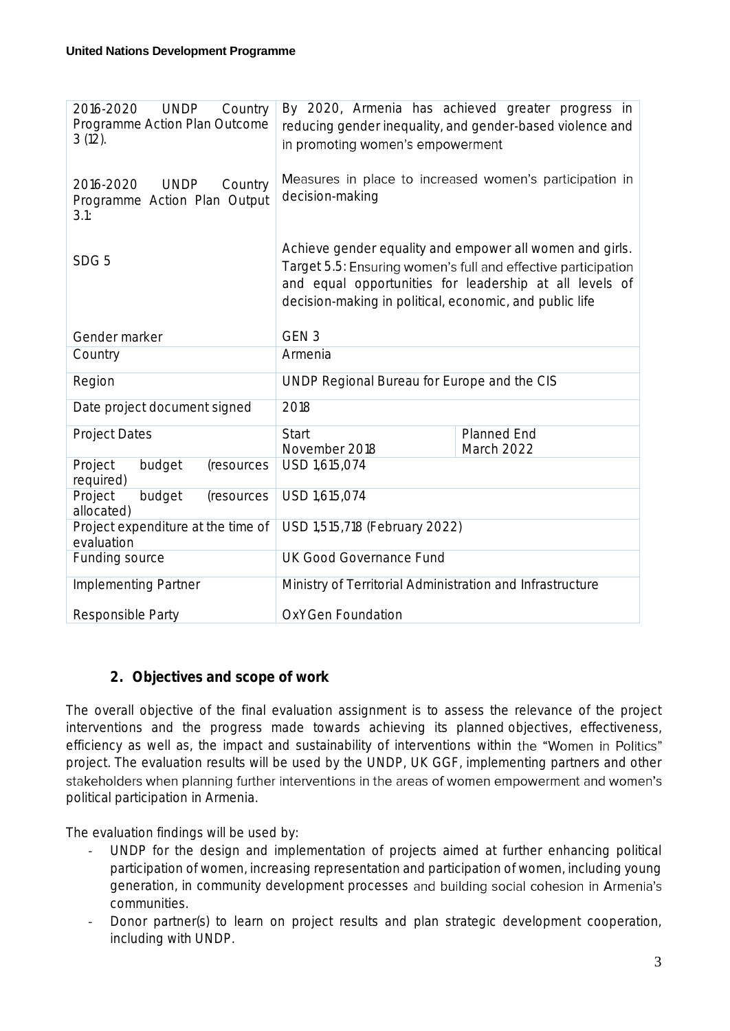| | | |
|---|---|---|
| 2016-2020 UNDP Country Programme Action Plan Outcome 3 (12). | By 2020, Armenia has achieved greater progress in reducing gender inequality, and gender-based violence and in promoting women's empowerment | |
| 2016-2020 UNDP Country Programme Action Plan Output 3.1: | Measures in place to increased women's participation in decision-making | |
| SDG 5 | Achieve gender equality and empower all women and girls. Target 5.5: Ensuring women's full and effective participation and equal opportunities for leadership at all levels of decision-making in political, economic, and public life | |
| Gender marker | GEN 3 | |
| Country | Armenia | |
| Region | UNDP Regional Bureau for Europe and the CIS | |
| Date project document signed | 2018 | |
| Project Dates | Start<br>November 2018 | Planned End<br>March 2022 |
| Project budget (resources required) | USD 1,615,074 | |
| Project budget (resources allocated) | USD 1,615,074 | |
| Project expenditure at the time of evaluation | USD 1,515,718 (February 2022) | |
| Funding source | UK Good Governance Fund | |
| Implementing Partner | Ministry of Territorial Administration and Infrastructure | |
| Responsible Party | OxYGen Foundation | |

## 2. Objectives and scope of work

The overall objective of the final evaluation assignment is to assess the relevance of the project interventions and the progress made towards achieving its planned objectives, effectiveness, efficiency as well as, the impact and sustainability of interventions within the "Women in Politics" project. The evaluation results will be used by the UNDP, UK GGF, implementing partners and other stakeholders when planning further interventions in the areas of women empowerment and women's political participation in Armenia.

The evaluation findings will be used by:

- UNDP for the design and implementation of projects aimed at further enhancing political participation of women, increasing representation and participation of women, including young generation, in community development processes and building social cohesion in Armenia's communities.
- Donor partner(s) to learn on project results and plan strategic development cooperation, including with UNDP.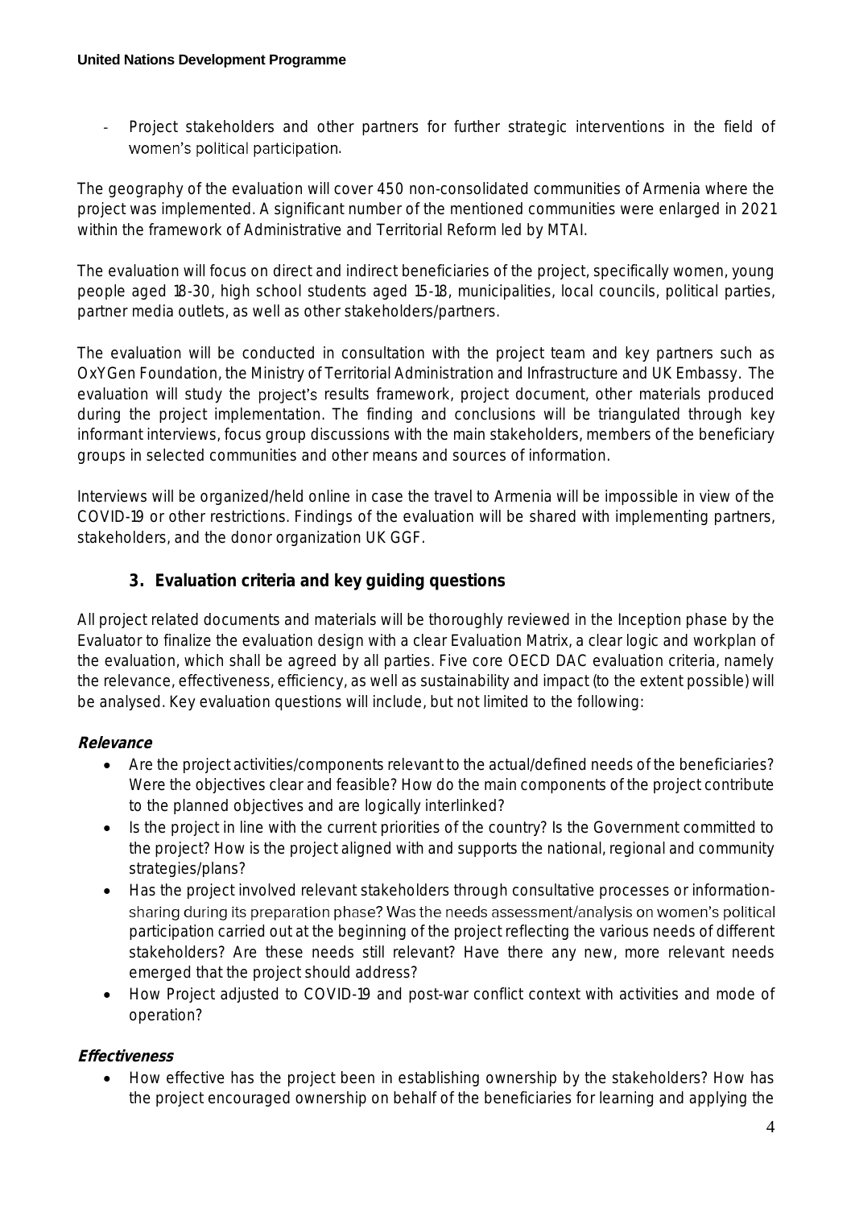- Project stakeholders and other partners for further strategic interventions in the field of women's political participation.

The geography of the evaluation will cover 450 non-consolidated communities of Armenia where the project was implemented. A significant number of the mentioned communities were enlarged in 2021 within the framework of Administrative and Territorial Reform led by MTAI.

The evaluation will focus on direct and indirect beneficiaries of the project, specifically women, young people aged 18-30, high school students aged 15-18, municipalities, local councils, political parties, partner media outlets, as well as other stakeholders/partners.

The evaluation will be conducted in consultation with the project team and key partners such as OxYGen Foundation, the Ministry of Territorial Administration and Infrastructure and UK Embassy. The evaluation will study the project's results framework, project document, other materials produced during the project implementation. The finding and conclusions will be triangulated through key informant interviews, focus group discussions with the main stakeholders, members of the beneficiary groups in selected communities and other means and sources of information.

Interviews will be organized/held online in case the travel to Armenia will be impossible in view of the COVID-19 or other restrictions. Findings of the evaluation will be shared with implementing partners, stakeholders, and the donor organization UK GGF.

## 3. Evaluation criteria and key guiding questions

All project related documents and materials will be thoroughly reviewed in the Inception phase by the Evaluator to finalize the evaluation design with a clear Evaluation Matrix, a clear logic and workplan of the evaluation, which shall be agreed by all parties. Five core OECD DAC evaluation criteria, namely the relevance, effectiveness, efficiency, as well as sustainability and impact (to the extent possible) will be analysed. Key evaluation questions will include, but not limited to the following:

**Relevance**

- Are the project activities/components relevant to the actual/defined needs of the beneficiaries? Were the objectives clear and feasible? How do the main components of the project contribute to the planned objectives and are logically interlinked?
- Is the project in line with the current priorities of the country? Is the Government committed to the project? How is the project aligned with and supports the national, regional and community strategies/plans?
- Has the project involved relevant stakeholders through consultative processes or information-sharing during its preparation phase? Was the needs assessment/analysis on women's political participation carried out at the beginning of the project reflecting the various needs of different stakeholders? Are these needs still relevant? Have there any new, more relevant needs emerged that the project should address?
- How Project adjusted to COVID-19 and post-war conflict context with activities and mode of operation?

**Effectiveness**

- How effective has the project been in establishing ownership by the stakeholders? How has the project encouraged ownership on behalf of the beneficiaries for learning and applying the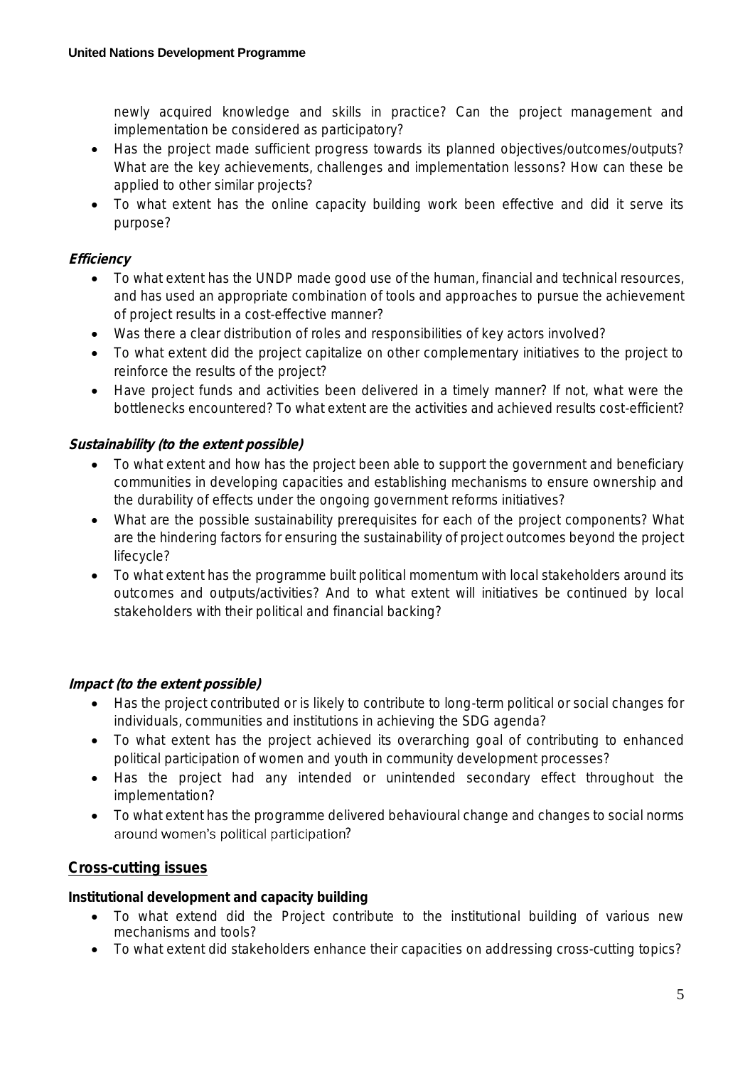newly acquired knowledge and skills in practice? Can the project management and implementation be considered as participatory?

- Has the project made sufficient progress towards its planned objectives/outcomes/outputs? What are the key achievements, challenges and implementation lessons? How can these be applied to other similar projects?
- To what extent has the online capacity building work been effective and did it serve its purpose?

***Efficiency***

- To what extent has the UNDP made good use of the human, financial and technical resources, and has used an appropriate combination of tools and approaches to pursue the achievement of project results in a cost-effective manner?
- Was there a clear distribution of roles and responsibilities of key actors involved?
- To what extent did the project capitalize on other complementary initiatives to the project to reinforce the results of the project?
- Have project funds and activities been delivered in a timely manner? If not, what were the bottlenecks encountered? To what extent are the activities and achieved results cost-efficient?

***Sustainability (to the extent possible)***

- To what extent and how has the project been able to support the government and beneficiary communities in developing capacities and establishing mechanisms to ensure ownership and the durability of effects under the ongoing government reforms initiatives?
- What are the possible sustainability prerequisites for each of the project components? What are the hindering factors for ensuring the sustainability of project outcomes beyond the project lifecycle?
- To what extent has the programme built political momentum with local stakeholders around its outcomes and outputs/activities? And to what extent will initiatives be continued by local stakeholders with their political and financial backing?

***Impact (to the extent possible)***

- Has the project contributed or is likely to contribute to long-term political or social changes for individuals, communities and institutions in achieving the SDG agenda?
- To what extent has the project achieved its overarching goal of contributing to enhanced political participation of women and youth in community development processes?
- Has the project had any intended or unintended secondary effect throughout the implementation?
- To what extent has the programme delivered behavioural change and changes to social norms around women's political participation?

## Cross-cutting issues

**Institutional development and capacity building**

- To what extend did the Project contribute to the institutional building of various new mechanisms and tools?
- To what extent did stakeholders enhance their capacities on addressing cross-cutting topics?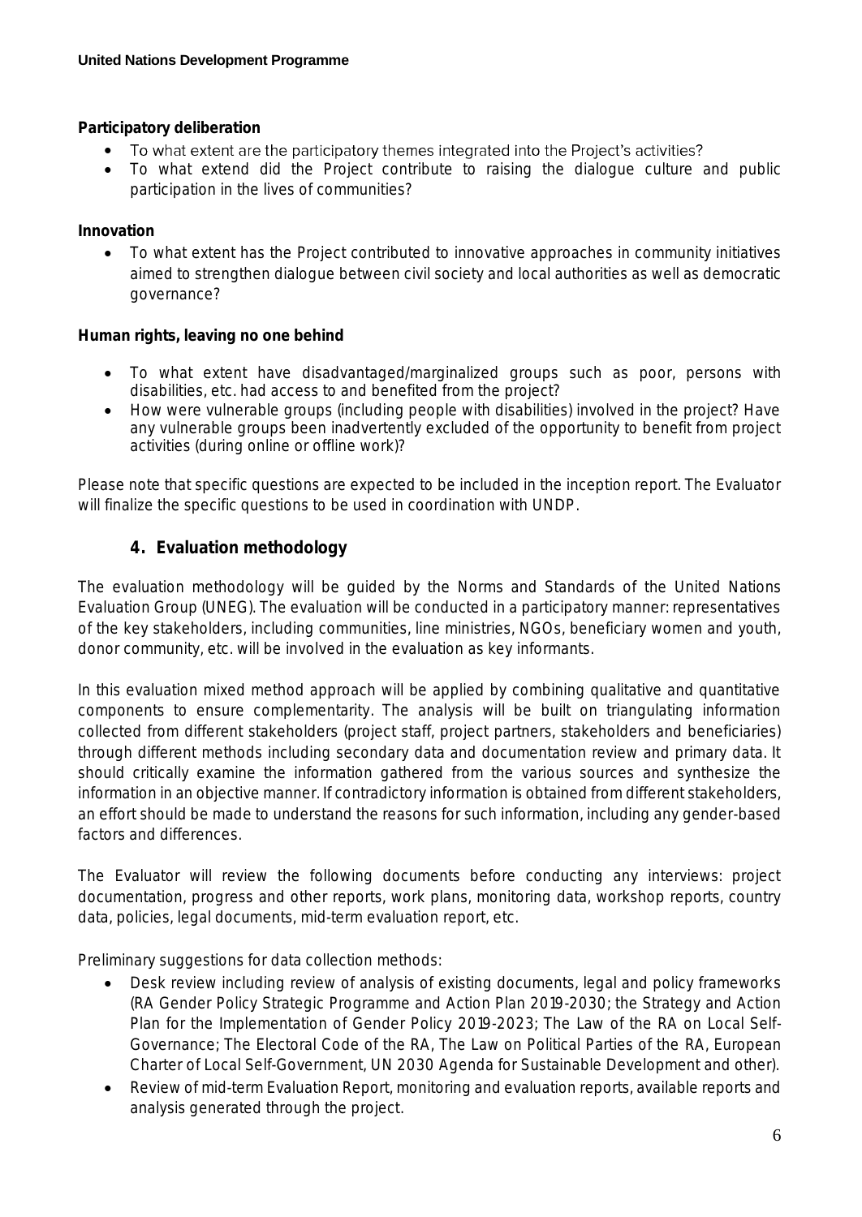**Participatory deliberation**

- To what extent are the participatory themes integrated into the Project's activities?
- To what extend did the Project contribute to raising the dialogue culture and public participation in the lives of communities?

**Innovation**

- To what extent has the Project contributed to innovative approaches in community initiatives aimed to strengthen dialogue between civil society and local authorities as well as democratic governance?

**Human rights, leaving no one behind**

- To what extent have disadvantaged/marginalized groups such as poor, persons with disabilities, etc. had access to and benefited from the project?
- How were vulnerable groups (including people with disabilities) involved in the project? Have any vulnerable groups been inadvertently excluded of the opportunity to benefit from project activities (during online or offline work)?

Please note that specific questions are expected to be included in the inception report. The Evaluator will finalize the specific questions to be used in coordination with UNDP.

## 4. Evaluation methodology

The evaluation methodology will be guided by the Norms and Standards of the United Nations Evaluation Group (UNEG). The evaluation will be conducted in a participatory manner: representatives of the key stakeholders, including communities, line ministries, NGOs, beneficiary women and youth, donor community, etc. will be involved in the evaluation as key informants.

In this evaluation mixed method approach will be applied by combining qualitative and quantitative components to ensure complementarity. The analysis will be built on triangulating information collected from different stakeholders (project staff, project partners, stakeholders and beneficiaries) through different methods including secondary data and documentation review and primary data. It should critically examine the information gathered from the various sources and synthesize the information in an objective manner. If contradictory information is obtained from different stakeholders, an effort should be made to understand the reasons for such information, including any gender-based factors and differences.

The Evaluator will review the following documents before conducting any interviews: project documentation, progress and other reports, work plans, monitoring data, workshop reports, country data, policies, legal documents, mid-term evaluation report, etc.

Preliminary suggestions for data collection methods:

- Desk review including review of analysis of existing documents, legal and policy frameworks (RA Gender Policy Strategic Programme and Action Plan 2019-2030; the Strategy and Action Plan for the Implementation of Gender Policy 2019-2023; The Law of the RA on Local Self-Governance; The Electoral Code of the RA, The Law on Political Parties of the RA, European Charter of Local Self-Government, UN 2030 Agenda for Sustainable Development and other).
- Review of mid-term Evaluation Report, monitoring and evaluation reports, available reports and analysis generated through the project.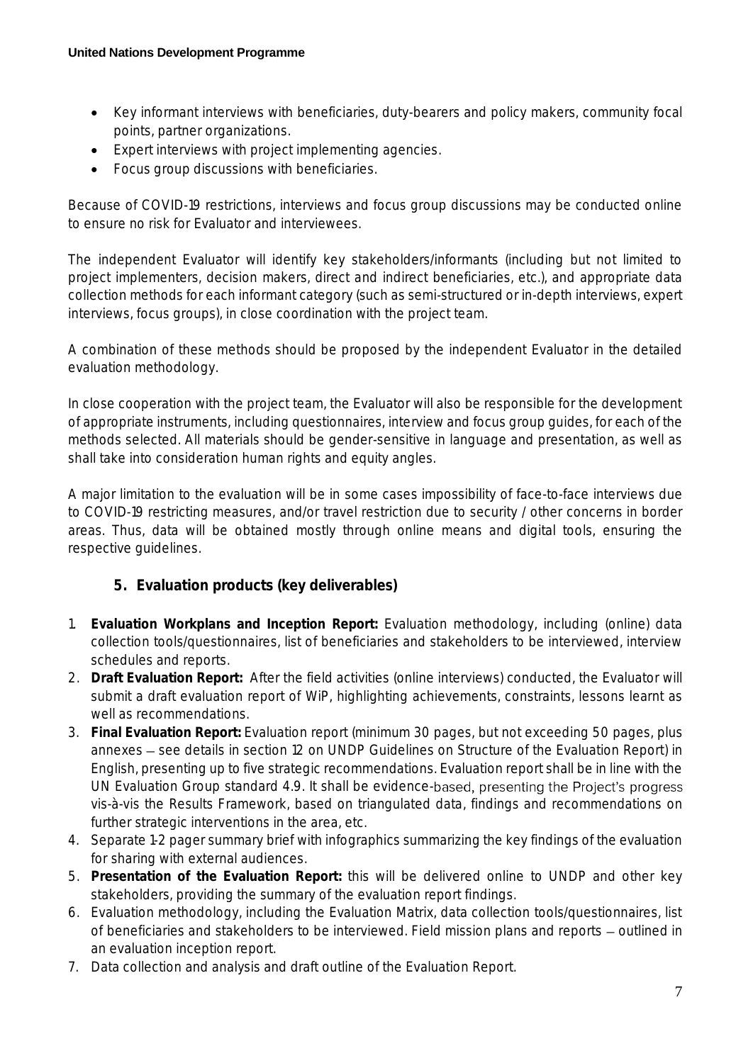- Key informant interviews with beneficiaries, duty-bearers and policy makers, community focal points, partner organizations.
- Expert interviews with project implementing agencies.
- Focus group discussions with beneficiaries.

Because of COVID-19 restrictions, interviews and focus group discussions may be conducted online to ensure no risk for Evaluator and interviewees.

The independent Evaluator will identify key stakeholders/informants (including but not limited to project implementers, decision makers, direct and indirect beneficiaries, etc.), and appropriate data collection methods for each informant category (such as semi-structured or in-depth interviews, expert interviews, focus groups), in close coordination with the project team.

A combination of these methods should be proposed by the independent Evaluator in the detailed evaluation methodology.

In close cooperation with the project team, the Evaluator will also be responsible for the development of appropriate instruments, including questionnaires, interview and focus group guides, for each of the methods selected. All materials should be gender-sensitive in language and presentation, as well as shall take into consideration human rights and equity angles.

A major limitation to the evaluation will be in some cases impossibility of face-to-face interviews due to COVID-19 restricting measures, and/or travel restriction due to security / other concerns in border areas. Thus, data will be obtained mostly through online means and digital tools, ensuring the respective guidelines.

## 5. Evaluation products (key deliverables)

1. **Evaluation Workplans and Inception Report:** Evaluation methodology, including (online) data collection tools/questionnaires, list of beneficiaries and stakeholders to be interviewed, interview schedules and reports.
2. **Draft Evaluation Report:** After the field activities (online interviews) conducted, the Evaluator will submit a draft evaluation report of WiP, highlighting achievements, constraints, lessons learnt as well as recommendations.
3. **Final Evaluation Report:** Evaluation report (minimum 30 pages, but not exceeding 50 pages, plus annexes – see details in section 12 on UNDP Guidelines on Structure of the Evaluation Report) in English, presenting up to five strategic recommendations. Evaluation report shall be in line with the UN Evaluation Group standard 4.9. It shall be evidence-based, presenting the Project's progress vis-à-vis the Results Framework, based on triangulated data, findings and recommendations on further strategic interventions in the area, etc.
4. Separate 1-2 pager summary brief with infographics summarizing the key findings of the evaluation for sharing with external audiences.
5. **Presentation of the Evaluation Report:** this will be delivered online to UNDP and other key stakeholders, providing the summary of the evaluation report findings.
6. Evaluation methodology, including the Evaluation Matrix, data collection tools/questionnaires, list of beneficiaries and stakeholders to be interviewed. Field mission plans and reports – outlined in an evaluation inception report.
7. Data collection and analysis and draft outline of the Evaluation Report.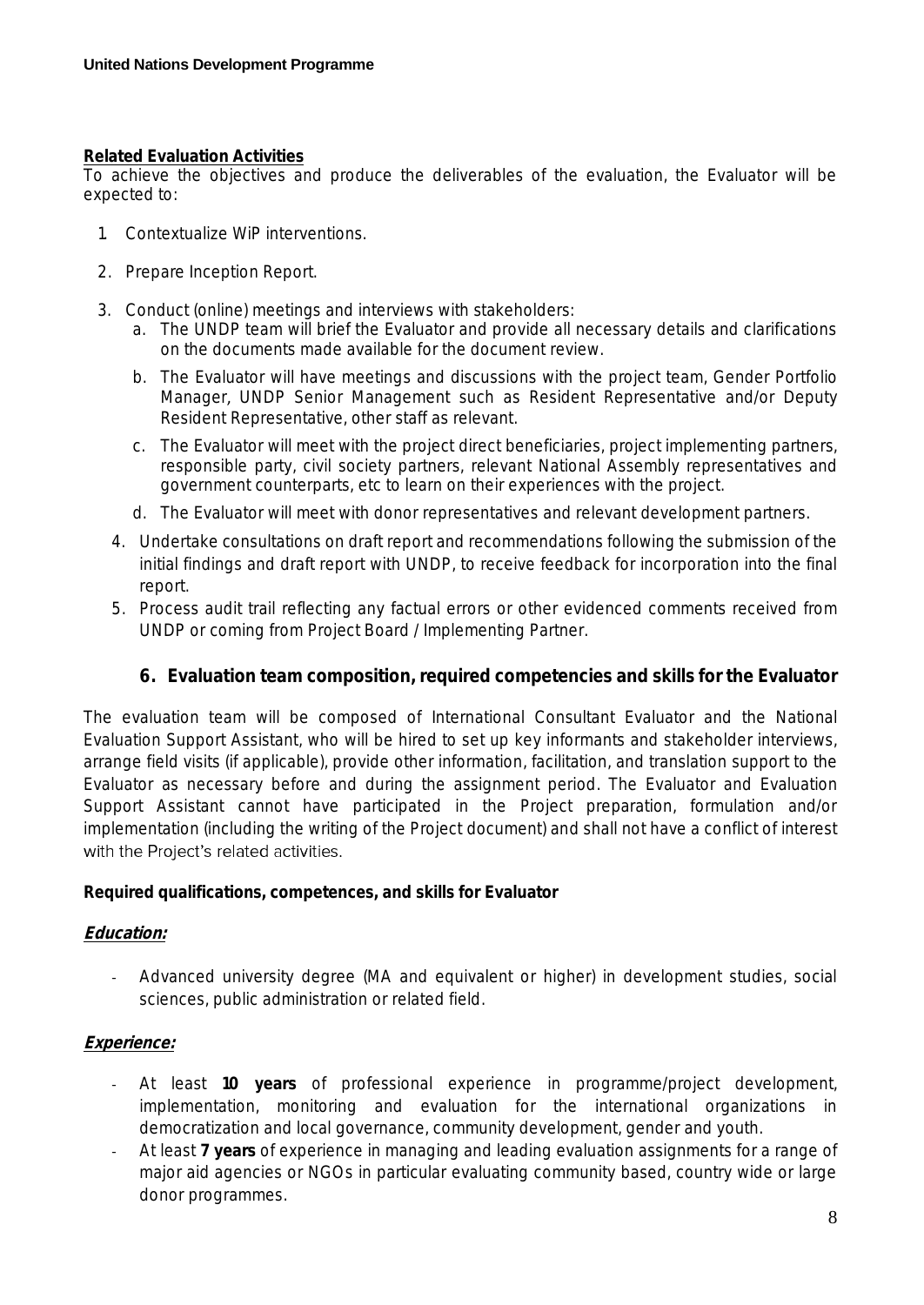**Related Evaluation Activities**

To achieve the objectives and produce the deliverables of the evaluation, the Evaluator will be expected to:

1. Contextualize WiP interventions.
2. Prepare Inception Report.
3. Conduct (online) meetings and interviews with stakeholders:
   a. The UNDP team will brief the Evaluator and provide all necessary details and clarifications on the documents made available for the document review.
   b. The Evaluator will have meetings and discussions with the project team, Gender Portfolio Manager, UNDP Senior Management such as Resident Representative and/or Deputy Resident Representative, other staff as relevant.
   c. The Evaluator will meet with the project direct beneficiaries, project implementing partners, responsible party, civil society partners, relevant National Assembly representatives and government counterparts, etc to learn on their experiences with the project.
   d. The Evaluator will meet with donor representatives and relevant development partners.
4. Undertake consultations on draft report and recommendations following the submission of the initial findings and draft report with UNDP, to receive feedback for incorporation into the final report.
5. Process audit trail reflecting any factual errors or other evidenced comments received from UNDP or coming from Project Board / Implementing Partner.

## 6. Evaluation team composition, required competencies and skills for the Evaluator

The evaluation team will be composed of International Consultant Evaluator and the National Evaluation Support Assistant, who will be hired to set up key informants and stakeholder interviews, arrange field visits (if applicable), provide other information, facilitation, and translation support to the Evaluator as necessary before and during the assignment period. The Evaluator and Evaluation Support Assistant cannot have participated in the Project preparation, formulation and/or implementation (including the writing of the Project document) and shall not have a conflict of interest with the Project's related activities.

**Required qualifications, competences, and skills for Evaluator**

***Education:***

- Advanced university degree (MA and equivalent or higher) in development studies, social sciences, public administration or related field.

***Experience:***

- At least **10 years** of professional experience in programme/project development, implementation, monitoring and evaluation for the international organizations in democratization and local governance, community development, gender and youth.
- At least **7 years** of experience in managing and leading evaluation assignments for a range of major aid agencies or NGOs in particular evaluating community based, country wide or large donor programmes.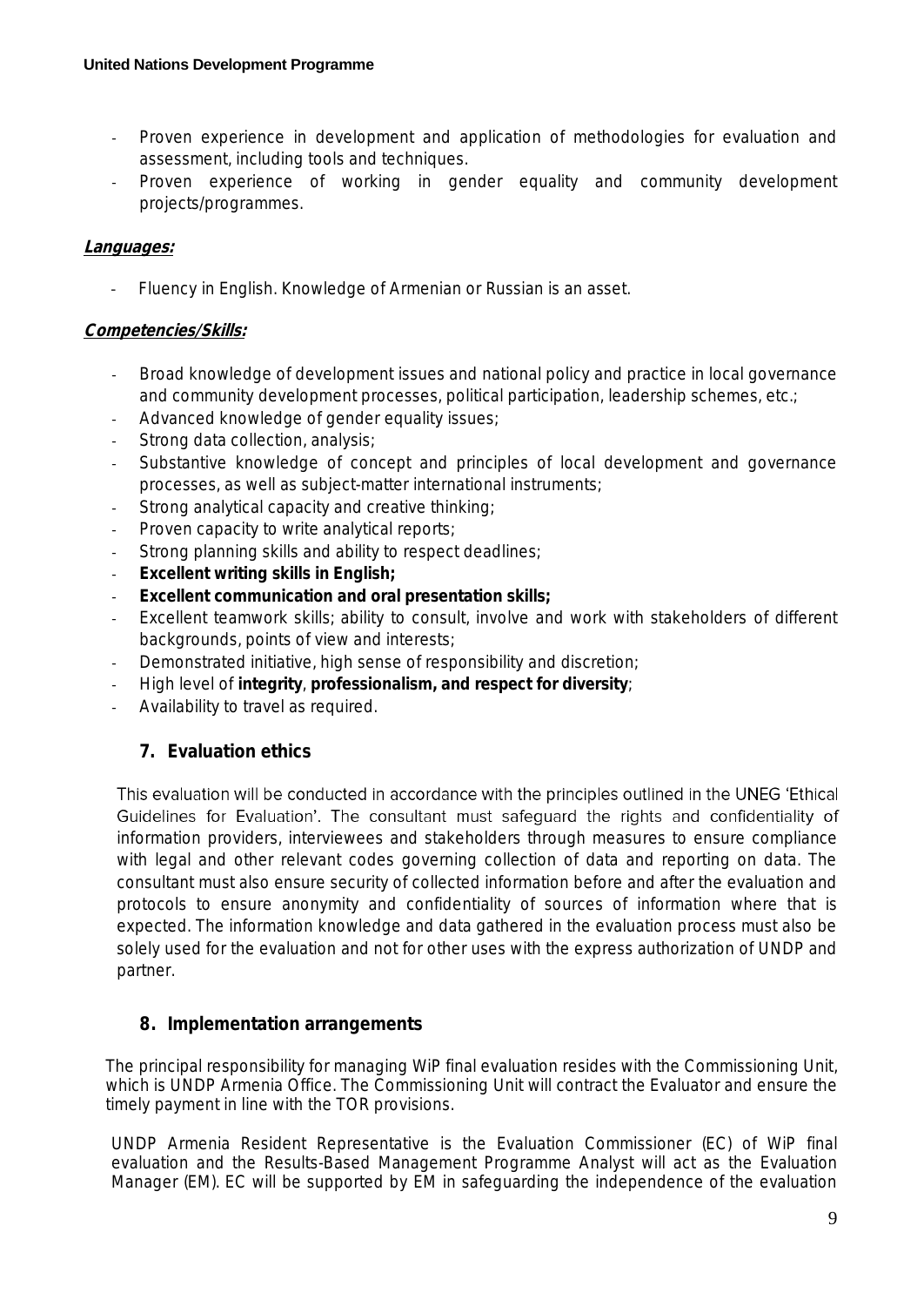- Proven experience in development and application of methodologies for evaluation and assessment, including tools and techniques.
- Proven experience of working in gender equality and community development projects/programmes.

***Languages:***

- Fluency in English. Knowledge of Armenian or Russian is an asset.

***Competencies/Skills:***

- Broad knowledge of development issues and national policy and practice in local governance and community development processes, political participation, leadership schemes, etc.;
- Advanced knowledge of gender equality issues;
- Strong data collection, analysis;
- Substantive knowledge of concept and principles of local development and governance processes, as well as subject-matter international instruments;
- Strong analytical capacity and creative thinking;
- Proven capacity to write analytical reports;
- Strong planning skills and ability to respect deadlines;
- **Excellent writing skills in English;**
- **Excellent communication and oral presentation skills;**
- Excellent teamwork skills; ability to consult, involve and work with stakeholders of different backgrounds, points of view and interests;
- Demonstrated initiative, high sense of responsibility and discretion;
- High level of **integrity**, **professionalism, and respect for diversity**;
- Availability to travel as required.

## 7. Evaluation ethics

This evaluation will be conducted in accordance with the principles outlined in the UNEG 'Ethical Guidelines for Evaluation'. The consultant must safeguard the rights and confidentiality of information providers, interviewees and stakeholders through measures to ensure compliance with legal and other relevant codes governing collection of data and reporting on data. The consultant must also ensure security of collected information before and after the evaluation and protocols to ensure anonymity and confidentiality of sources of information where that is expected. The information knowledge and data gathered in the evaluation process must also be solely used for the evaluation and not for other uses with the express authorization of UNDP and partner.

## 8. Implementation arrangements

The principal responsibility for managing WiP final evaluation resides with the Commissioning Unit, which is UNDP Armenia Office. The Commissioning Unit will contract the Evaluator and ensure the timely payment in line with the TOR provisions.

UNDP Armenia Resident Representative is the Evaluation Commissioner (EC) of WiP final evaluation and the Results-Based Management Programme Analyst will act as the Evaluation Manager (EM). EC will be supported by EM in safeguarding the independence of the evaluation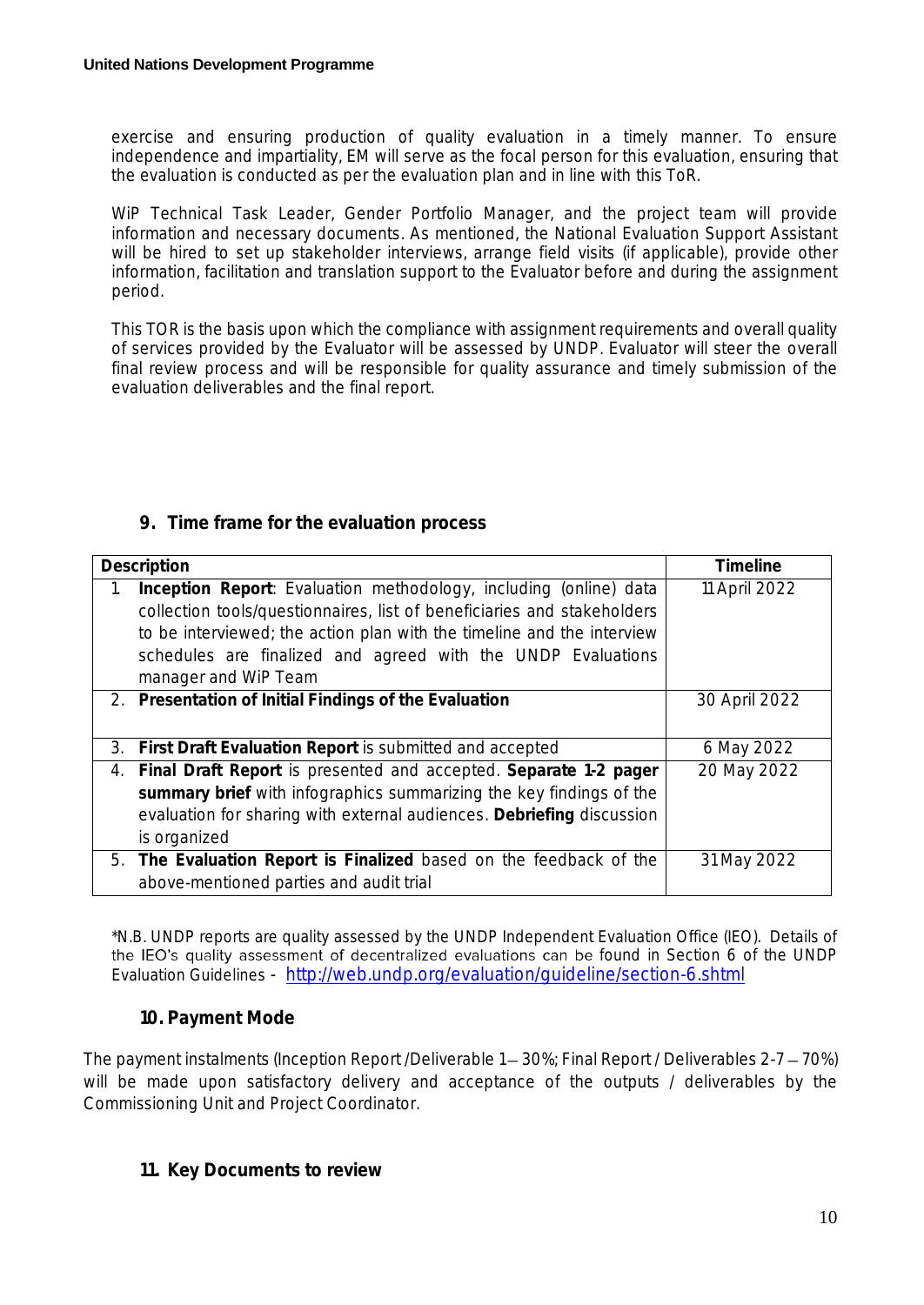exercise and ensuring production of quality evaluation in a timely manner. To ensure independence and impartiality, EM will serve as the focal person for this evaluation, ensuring that the evaluation is conducted as per the evaluation plan and in line with this ToR.

WiP Technical Task Leader, Gender Portfolio Manager, and the project team will provide information and necessary documents. As mentioned, the National Evaluation Support Assistant will be hired to set up stakeholder interviews, arrange field visits (if applicable), provide other information, facilitation and translation support to the Evaluator before and during the assignment period.

This TOR is the basis upon which the compliance with assignment requirements and overall quality of services provided by the Evaluator will be assessed by UNDP. Evaluator will steer the overall final review process and will be responsible for quality assurance and timely submission of the evaluation deliverables and the final report.

## 9. Time frame for the evaluation process

| Description | Timeline |
|---|---|
| 1. **Inception Report**: Evaluation methodology, including (online) data collection tools/questionnaires, list of beneficiaries and stakeholders to be interviewed; the action plan with the timeline and the interview schedules are finalized and agreed with the UNDP Evaluations manager and WiP Team | 11 April 2022 |
| 2. **Presentation of Initial Findings of the Evaluation** | 30 April 2022 |
| 3. **First Draft Evaluation Report** is submitted and accepted | 6 May 2022 |
| 4. **Final Draft Report** is presented and accepted. **Separate 1-2 pager summary brief** with infographics summarizing the key findings of the evaluation for sharing with external audiences. **Debriefing** discussion is organized | 20 May 2022 |
| 5. **The Evaluation Report is Finalized** based on the feedback of the above-mentioned parties and audit trial | 31 May 2022 |

*N.B. UNDP reports are quality assessed by the UNDP Independent Evaluation Office (IEO). Details of the IEO's quality assessment of decentralized evaluations can be found in Section 6 of the UNDP Evaluation Guidelines - http://web.undp.org/evaluation/guideline/section-6.shtml

## 10. Payment Mode

The payment instalments (Inception Report /Deliverable 1 – 30%; Final Report / Deliverables 2-7 – 70%) will be made upon satisfactory delivery and acceptance of the outputs / deliverables by the Commissioning Unit and Project Coordinator.

## 11. Key Documents to review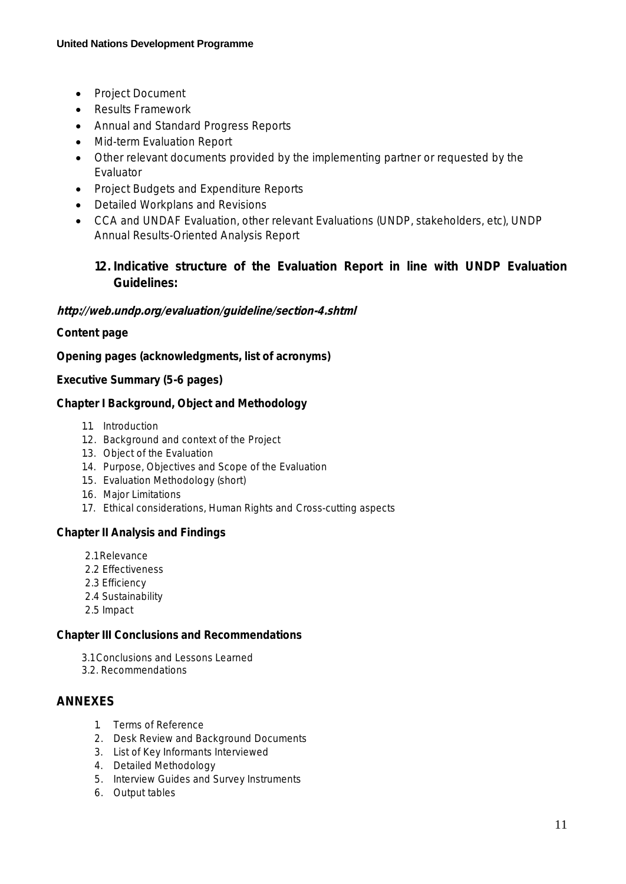- Project Document
- Results Framework
- Annual and Standard Progress Reports
- Mid-term Evaluation Report
- Other relevant documents provided by the implementing partner or requested by the Evaluator
- Project Budgets and Expenditure Reports
- Detailed Workplans and Revisions
- CCA and UNDAF Evaluation, other relevant Evaluations (UNDP, stakeholders, etc), UNDP Annual Results-Oriented Analysis Report

## 12. Indicative structure of the Evaluation Report in line with UNDP Evaluation Guidelines:

***http://web.undp.org/evaluation/guideline/section-4.shtml***

**Content page**

**Opening pages (acknowledgments, list of acronyms)**

**Executive Summary (5-6 pages)**

**Chapter I Background, Object and Methodology**

1.1. Introduction
1.2. Background and context of the Project
1.3. Object of the Evaluation
1.4. Purpose, Objectives and Scope of the Evaluation
1.5. Evaluation Methodology (short)
1.6. Major Limitations
1.7. Ethical considerations, Human Rights and Cross-cutting aspects

**Chapter II Analysis and Findings**

2.1 Relevance
2.2 Effectiveness
2.3 Efficiency
2.4 Sustainability
2.5 Impact

**Chapter III Conclusions and Recommendations**

3.1 Conclusions and Lessons Learned
3.2. Recommendations

## ANNEXES

1. Terms of Reference
2. Desk Review and Background Documents
3. List of Key Informants Interviewed
4. Detailed Methodology
5. Interview Guides and Survey Instruments
6. Output tables